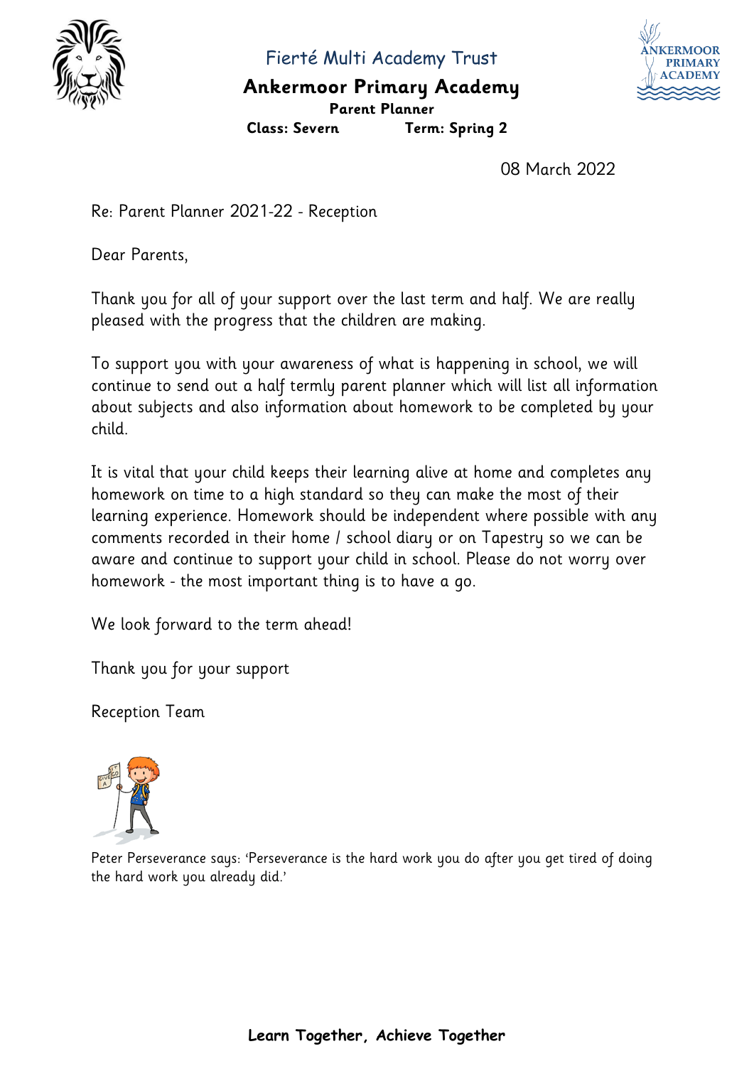Fierté Multi Academy Trust

# Ankermoor Primary Academy

**Parent Planner**

**Class: Severn** **Term: Spring 2**

08 March 2022

Re: Parent Planner 2021-22 - Reception

Dear Parents,

Thank you for all of your support over the last term and half. We are really pleased with the progress that the children are making.

To support you with your awareness of what is happening in school, we will continue to send out a half termly parent planner which will list all information about subjects and also information about homework to be completed by your child.

It is vital that your child keeps their learning alive at home and completes any homework on time to a high standard so they can make the most of their learning experience. Homework should be independent where possible with any comments recorded in their home / school diary or on Tapestry so we can be aware and continue to support your child in school. Please do not worry over homework - the most important thing is to have a go.

We look forward to the term ahead!

Thank you for your support

Reception Team

Peter Perseverance says: 'Perseverance is the hard work you do after you get tired of doing the hard work you already did.'

**Learn Together, Achieve Together**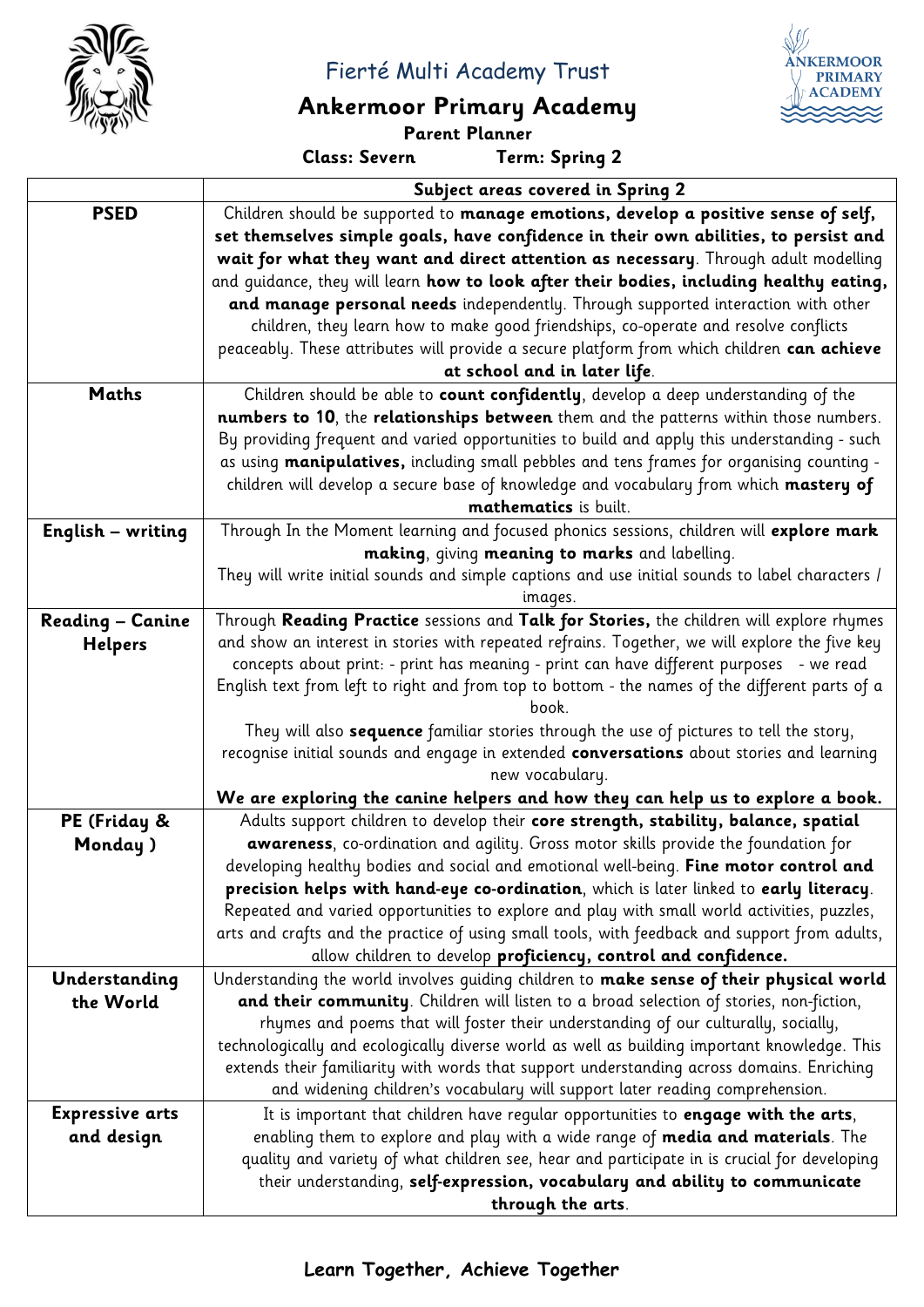Fierté Multi Academy Trust

# Ankermoor Primary Academy

**Parent Planner**

**Class: Severn** **Term: Spring 2**

| | **Subject areas covered in Spring 2** |
|---|---|
| **PSED** | Children should be supported to **manage emotions, develop a positive sense of self, set themselves simple goals, have confidence in their own abilities, to persist and wait for what they want and direct attention as necessary**. Through adult modelling and guidance, they will learn **how to look after their bodies, including healthy eating, and manage personal needs** independently. Through supported interaction with other children, they learn how to make good friendships, co-operate and resolve conflicts peaceably. These attributes will provide a secure platform from which children **can achieve at school and in later life**. |
| **Maths** | Children should be able to **count confidently**, develop a deep understanding of the **numbers to 10**, the **relationships between** them and the patterns within those numbers. By providing frequent and varied opportunities to build and apply this understanding - such as using **manipulatives,** including small pebbles and tens frames for organising counting - children will develop a secure base of knowledge and vocabulary from which **mastery of mathematics** is built. |
| **English – writing** | Through In the Moment learning and focused phonics sessions, children will **explore mark making**, giving **meaning to marks** and labelling.<br>They will write initial sounds and simple captions and use initial sounds to label characters / images. |
| **Reading – Canine Helpers** | Through **Reading Practice** sessions and **Talk for Stories,** the children will explore rhymes and show an interest in stories with repeated refrains. Together, we will explore the five key concepts about print: - print has meaning - print can have different purposes - we read English text from left to right and from top to bottom - the names of the different parts of a book.<br>They will also **sequence** familiar stories through the use of pictures to tell the story, recognise initial sounds and engage in extended **conversations** about stories and learning new vocabulary.<br>**We are exploring the canine helpers and how they can help us to explore a book.** |
| **PE (Friday & Monday )** | Adults support children to develop their **core strength, stability, balance, spatial awareness**, co-ordination and agility. Gross motor skills provide the foundation for developing healthy bodies and social and emotional well-being. **Fine motor control and precision helps with hand-eye co-ordination**, which is later linked to **early literacy**. Repeated and varied opportunities to explore and play with small world activities, puzzles, arts and crafts and the practice of using small tools, with feedback and support from adults, allow children to develop **proficiency, control and confidence.** |
| **Understanding the World** | Understanding the world involves guiding children to **make sense of their physical world and their community**. Children will listen to a broad selection of stories, non-fiction, rhymes and poems that will foster their understanding of our culturally, socially, technologically and ecologically diverse world as well as building important knowledge. This extends their familiarity with words that support understanding across domains. Enriching and widening children's vocabulary will support later reading comprehension. |
| **Expressive arts and design** | It is important that children have regular opportunities to **engage with the arts**, enabling them to explore and play with a wide range of **media and materials**. The quality and variety of what children see, hear and participate in is crucial for developing their understanding, **self-expression, vocabulary and ability to communicate through the arts**. |

**Learn Together, Achieve Together**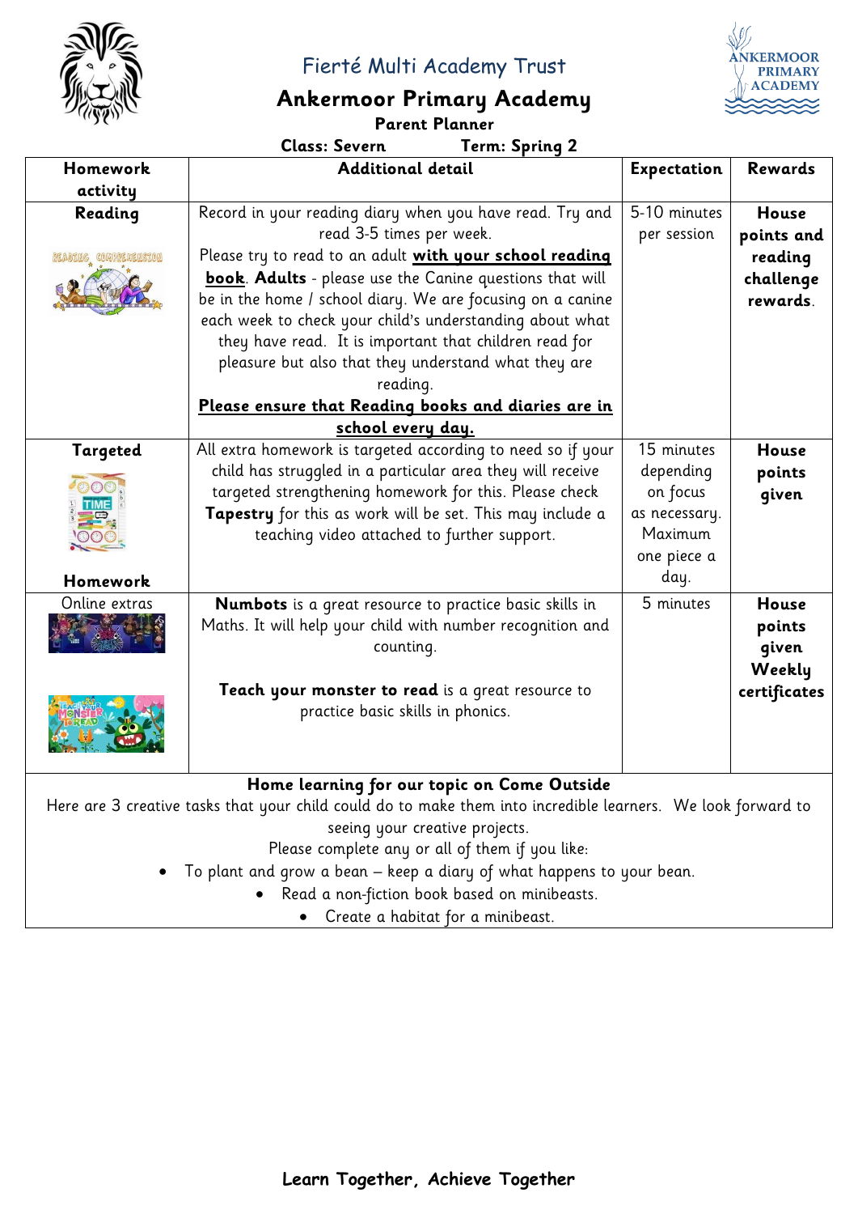Fierté Multi Academy Trust

# Ankermoor Primary Academy

**Parent Planner**

**Class: Severn** **Term: Spring 2**

| **Homework activity** | **Additional detail** | **Expectation** | **Rewards** |
|---|---|---|---|
| **Reading** | Record in your reading diary when you have read. Try and read 3-5 times per week. Please try to read to an adult **with your school reading book**. **Adults** - please use the Canine questions that will be in the home / school diary. We are focusing on a canine each week to check your child's understanding about what they have read. It is important that children read for pleasure but also that they understand what they are reading. **Please ensure that Reading books and diaries are in school every day.** | 5-10 minutes per session | **House points and reading challenge rewards.** |
| **Targeted Homework** | All extra homework is targeted according to need so if your child has struggled in a particular area they will receive targeted strengthening homework for this. Please check **Tapestry** for this as work will be set. This may include a teaching video attached to further support. | 15 minutes depending on focus as necessary. Maximum one piece a day. | **House points given** |
| Online extras | **Numbots** is a great resource to practice basic skills in Maths. It will help your child with number recognition and counting. **Teach your monster to read** is a great resource to practice basic skills in phonics. | 5 minutes | **House points given Weekly certificates** |

**Home learning for our topic on Come Outside**

Here are 3 creative tasks that your child could do to make them into incredible learners. We look forward to seeing your creative projects.

Please complete any or all of them if you like:

- To plant and grow a bean – keep a diary of what happens to your bean.
- Read a non-fiction book based on minibeasts.
- Create a habitat for a minibeast.

**Learn Together, Achieve Together**